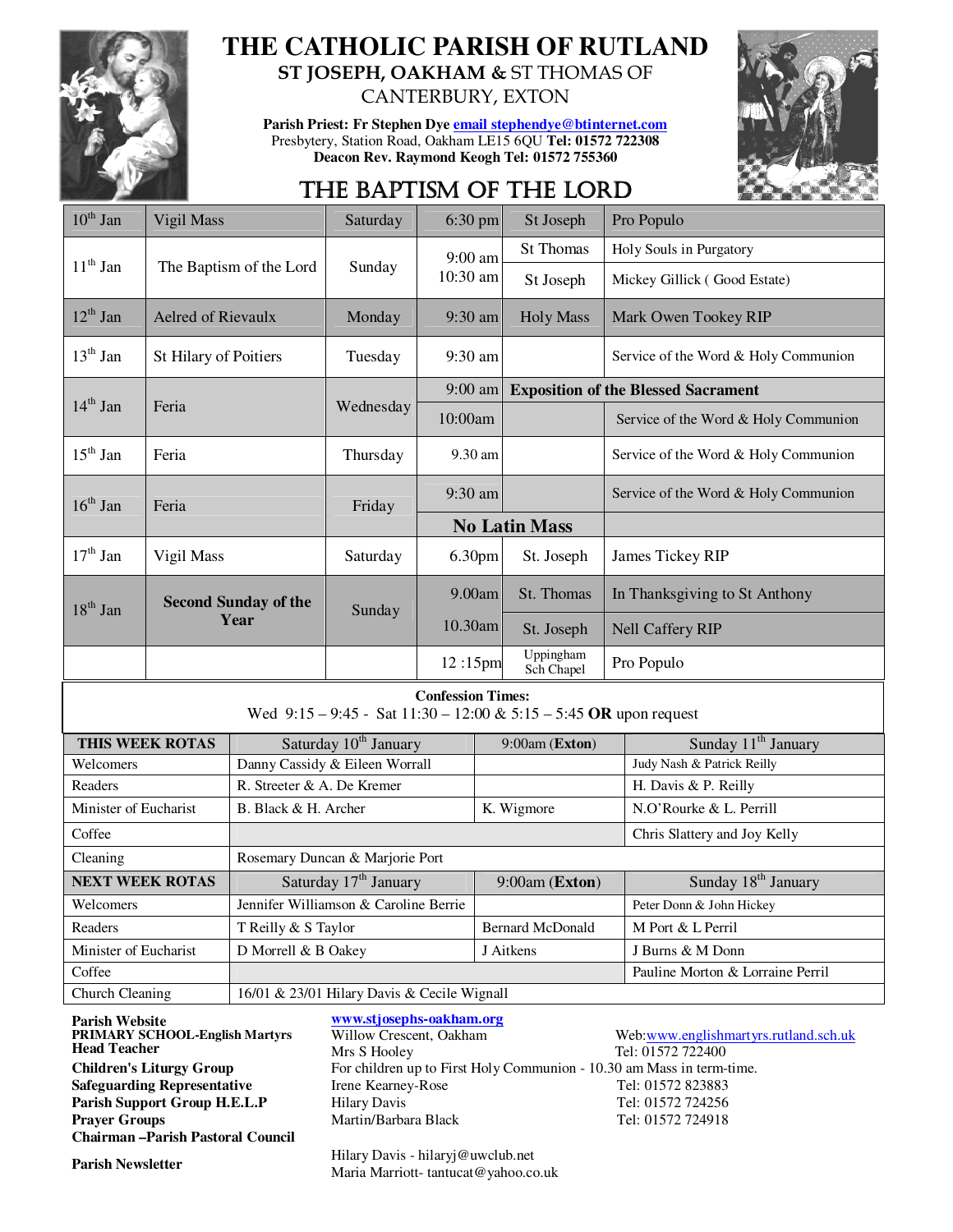# THE CATHOLIC PARISH OF RUTLAND

## ST JOSEPH, OAKHAM & ST THOMAS OF CANTERBURY, EXTON

**Parish Priest: Fr Stephen Dye email stephendye@btinternet.com**
Presbytery, Station Road, Oakham LE15 6QU **Tel: 01572 722308**
**Deacon Rev. Raymond Keogh Tel: 01572 755360**

## THE BAPTISM OF THE LORD

| Date | Day Name | Day | Time | Place | Intention |
|---|---|---|---|---|---|
| 10th Jan | Vigil Mass | Saturday | 6:30 pm | St Joseph | Pro Populo |
| 11th Jan | The Baptism of the Lord | Sunday | 9:00 am | St Thomas | Holy Souls in Purgatory |
| | | | 10:30 am | St Joseph | Mickey Gillick ( Good Estate) |
| 12th Jan | Aelred of Rievaulx | Monday | 9:30 am | Holy Mass | Mark Owen Tookey RIP |
| 13th Jan | St Hilary of Poitiers | Tuesday | 9:30 am | | Service of the Word & Holy Communion |
| 14th Jan | Feria | Wednesday | 9:00 am | **Exposition of the Blessed Sacrament** | |
| | | | 10:00am | | Service of the Word & Holy Communion |
| 15th Jan | Feria | Thursday | 9.30 am | | Service of the Word & Holy Communion |
| 16th Jan | Feria | Friday | 9:30 am | | Service of the Word & Holy Communion |
| | | | **No Latin Mass** | | |
| 17th Jan | Vigil Mass | Saturday | 6.30pm | St. Joseph | James Tickey RIP |
| 18th Jan | **Second Sunday of the Year** | Sunday | 9.00am | St. Thomas | In Thanksgiving to St Anthony |
| | | | 10.30am | St. Joseph | Nell Caffery RIP |
| | | | 12 :15pm | Uppingham Sch Chapel | Pro Populo |

**Confession Times:**
Wed 9:15 – 9:45 - Sat 11:30 – 12:00 & 5:15 – 5:45 **OR** upon request

| THIS WEEK ROTAS | Saturday 10th January | 9:00am (Exton) | Sunday 11th January |
|---|---|---|---|
| Welcomers | Danny Cassidy & Eileen Worrall | | Judy Nash & Patrick Reilly |
| Readers | R. Streeter & A. De Kremer | | H. Davis & P. Reilly |
| Minister of Eucharist | B. Black & H. Archer | K. Wigmore | N.O'Rourke & L. Perrill |
| Coffee | | | Chris Slattery and Joy Kelly |
| Cleaning | Rosemary Duncan & Marjorie Port | | |
| **NEXT WEEK ROTAS** | Saturday 17th January | 9:00am (**Exton**) | Sunday 18th January |
| Welcomers | Jennifer Williamson & Caroline Berrie | | Peter Donn & John Hickey |
| Readers | T Reilly & S Taylor | Bernard McDonald | M Port & L Perril |
| Minister of Eucharist | D Morrell & B Oakey | J Aitkens | J Burns & M Donn |
| Coffee | | | Pauline Morton & Lorraine Perril |
| Church Cleaning | 16/01 & 23/01 Hilary Davis & Cecile Wignall | | |

**Parish Website** www.stjosephs-oakham.org
**PRIMARY SCHOOL-English Martyrs** Willow Crescent, Oakham Web:www.englishmartyrs.rutland.sch.uk
**Head Teacher** Mrs S Hooley Tel: 01572 722400
**Children's Liturgy Group** For children up to First Holy Communion - 10.30 am Mass in term-time.
**Safeguarding Representative** Irene Kearney-Rose Tel: 01572 823883
**Parish Support Group H.E.L.P** Hilary Davis Tel: 01572 724256
**Prayer Groups** Martin/Barbara Black Tel: 01572 724918
**Chairman –Parish Pastoral Council**
**Parish Newsletter** Hilary Davis - hilaryj@uwclub.net
Maria Marriott- tantucat@yahoo.co.uk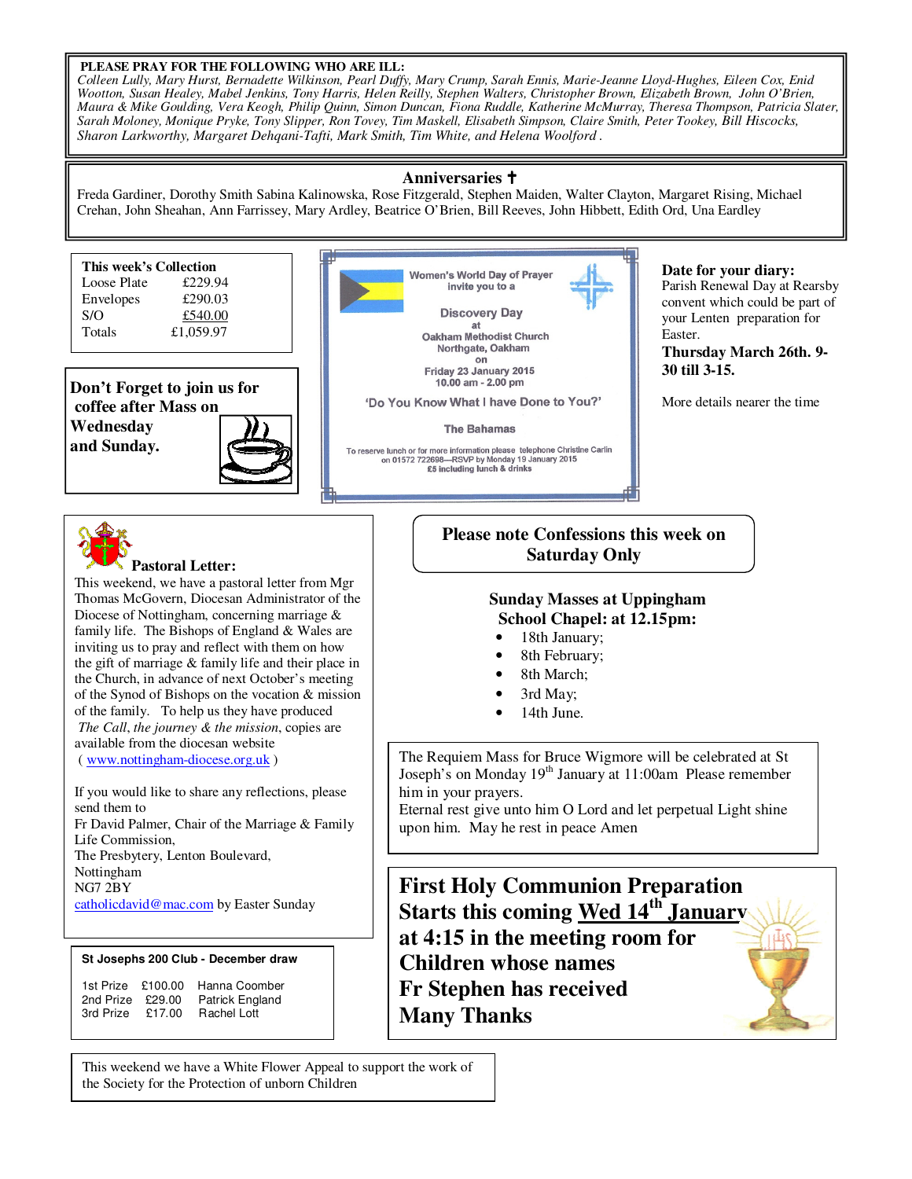**PLEASE PRAY FOR THE FOLLOWING WHO ARE ILL:**

*Colleen Lully, Mary Hurst, Bernadette Wilkinson, Pearl Duffy, Mary Crump, Sarah Ennis, Marie-Jeanne Lloyd-Hughes, Eileen Cox, Enid Wootton, Susan Healey, Mabel Jenkins, Tony Harris, Helen Reilly, Stephen Walters, Christopher Brown, Elizabeth Brown, John O'Brien, Maura & Mike Goulding, Vera Keogh, Philip Quinn, Simon Duncan, Fiona Ruddle, Katherine McMurray, Theresa Thompson, Patricia Slater, Sarah Moloney, Monique Pryke, Tony Slipper, Ron Tovey, Tim Maskell, Elisabeth Simpson, Claire Smith, Peter Tookey, Bill Hiscocks, Sharon Larkworthy, Margaret Dehqani-Tafti, Mark Smith, Tim White, and Helena Woolford .*

## Anniversaries ✝

Freda Gardiner, Dorothy Smith Sabina Kalinowska, Rose Fitzgerald, Stephen Maiden, Walter Clayton, Margaret Rising, Michael Crehan, John Sheahan, Ann Farrissey, Mary Ardley, Beatrice O'Brien, Bill Reeves, John Hibbett, Edith Ord, Una Eardley

**This week's Collection**

| | |
|---|---|
| Loose Plate | £229.94 |
| Envelopes | £290.03 |
| S/O | £540.00 |
| Totals | £1,059.97 |

**Don't Forget to join us for coffee after Mass on Wednesday and Sunday.**

Women's World Day of Prayer invite you to a

Discovery Day

at

Oakham Methodist Church

Northgate, Oakham

on

Friday 23 January 2015

10.00 am - 2.00 pm

'Do You Know What I have Done to You?'

The Bahamas

To reserve lunch or for more information please telephone Christine Carlin on 01572 722698—RSVP by Monday 19 January 2015

£5 including lunch & drinks

**Date for your diary:**
Parish Renewal Day at Rearsby convent which could be part of your Lenten preparation for Easter.
**Thursday March 26th. 9-30 till 3-15.**

More details nearer the time

**Pastoral Letter:**

This weekend, we have a pastoral letter from Mgr Thomas McGovern, Diocesan Administrator of the Diocese of Nottingham, concerning marriage & family life. The Bishops of England & Wales are inviting us to pray and reflect with them on how the gift of marriage & family life and their place in the Church, in advance of next October's meeting of the Synod of Bishops on the vocation & mission of the family. To help us they have produced *The Call*, *the journey & the mission*, copies are available from the diocesan website ( www.nottingham-diocese.org.uk )

If you would like to share any reflections, please send them to
Fr David Palmer, Chair of the Marriage & Family Life Commission,
The Presbytery, Lenton Boulevard,
Nottingham
NG7 2BY
catholicdavid@mac.com by Easter Sunday

**Please note Confessions this week on Saturday Only**

**Sunday Masses at Uppingham School Chapel: at 12.15pm:**

- 18th January;
- 8th February;
- 8th March;
- 3rd May;
- 14th June.

The Requiem Mass for Bruce Wigmore will be celebrated at St Joseph's on Monday 19th January at 11:00am Please remember him in your prayers.
Eternal rest give unto him O Lord and let perpetual Light shine upon him. May he rest in peace Amen

**St Josephs 200 Club - December draw**

| | | |
|---|---|---|
| 1st Prize | £100.00 | Hanna Coomber |
| 2nd Prize | £29.00 | Patrick England |
| 3rd Prize | £17.00 | Rachel Lott |

**First Holy Communion Preparation Starts this coming Wed 14th January at 4:15 in the meeting room for Children whose names Fr Stephen has received Many Thanks**

This weekend we have a White Flower Appeal to support the work of the Society for the Protection of unborn Children